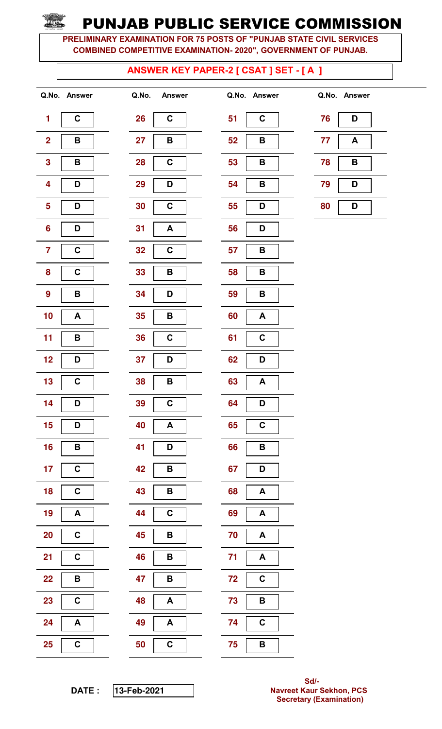# PUNJAB PUBLIC SERVICE COMMISSION

**PRELIMINARY EXAMINATION FOR 75 POSTS OF "PUNJAB STATE CIVIL SERVICES COMBINED COMPETITIVE EXAMINATION- 2020", GOVERNMENT OF PUNJAB.**

## ANSWER KEY PAPER-2 [ CSAT ] SET - [ A ]

| Q.No. | Answer | Q.No. | Answer | Q.No. | Answer | Q.No. | Answer |
|---|---|---|---|---|---|---|---|
| 1 | C | 26 | C | 51 | C | 76 | D |
| 2 | B | 27 | B | 52 | B | 77 | A |
| 3 | B | 28 | C | 53 | B | 78 | B |
| 4 | D | 29 | D | 54 | B | 79 | D |
| 5 | D | 30 | C | 55 | D | 80 | D |
| 6 | D | 31 | A | 56 | D | | |
| 7 | C | 32 | C | 57 | B | | |
| 8 | C | 33 | B | 58 | B | | |
| 9 | B | 34 | D | 59 | B | | |
| 10 | A | 35 | B | 60 | A | | |
| 11 | B | 36 | C | 61 | C | | |
| 12 | D | 37 | D | 62 | D | | |
| 13 | C | 38 | B | 63 | A | | |
| 14 | D | 39 | C | 64 | D | | |
| 15 | D | 40 | A | 65 | C | | |
| 16 | B | 41 | D | 66 | B | | |
| 17 | C | 42 | B | 67 | D | | |
| 18 | C | 43 | B | 68 | A | | |
| 19 | A | 44 | C | 69 | A | | |
| 20 | C | 45 | B | 70 | A | | |
| 21 | C | 46 | B | 71 | A | | |
| 22 | B | 47 | B | 72 | C | | |
| 23 | C | 48 | A | 73 | B | | |
| 24 | A | 49 | A | 74 | C | | |
| 25 | C | 50 | C | 75 | B | | |

**DATE :** 13-Feb-2021

**Sd/-**
**Navreet Kaur Sekhon, PCS**
**Secretary (Examination)**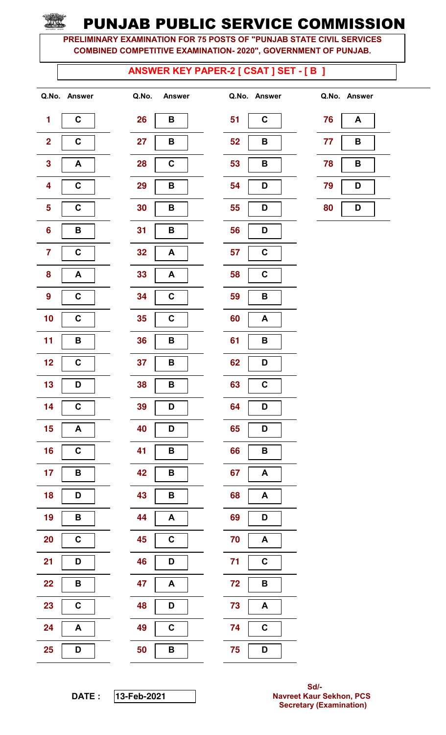# PUNJAB PUBLIC SERVICE COMMISSION

**PRELIMINARY EXAMINATION FOR 75 POSTS OF "PUNJAB STATE CIVIL SERVICES COMBINED COMPETITIVE EXAMINATION- 2020", GOVERNMENT OF PUNJAB.**

## ANSWER KEY PAPER-2 [ CSAT ] SET - [ B ]

| Q.No. | Answer | Q.No. | Answer | Q.No. | Answer | Q.No. | Answer |
|---|---|---|---|---|---|---|---|
| 1 | C | 26 | B | 51 | C | 76 | A |
| 2 | C | 27 | B | 52 | B | 77 | B |
| 3 | A | 28 | C | 53 | B | 78 | B |
| 4 | C | 29 | B | 54 | D | 79 | D |
| 5 | C | 30 | B | 55 | D | 80 | D |
| 6 | B | 31 | B | 56 | D | | |
| 7 | C | 32 | A | 57 | C | | |
| 8 | A | 33 | A | 58 | C | | |
| 9 | C | 34 | C | 59 | B | | |
| 10 | C | 35 | C | 60 | A | | |
| 11 | B | 36 | B | 61 | B | | |
| 12 | C | 37 | B | 62 | D | | |
| 13 | D | 38 | B | 63 | C | | |
| 14 | C | 39 | D | 64 | D | | |
| 15 | A | 40 | D | 65 | D | | |
| 16 | C | 41 | B | 66 | B | | |
| 17 | B | 42 | B | 67 | A | | |
| 18 | D | 43 | B | 68 | A | | |
| 19 | B | 44 | A | 69 | D | | |
| 20 | C | 45 | C | 70 | A | | |
| 21 | D | 46 | D | 71 | C | | |
| 22 | B | 47 | A | 72 | B | | |
| 23 | C | 48 | D | 73 | A | | |
| 24 | A | 49 | C | 74 | C | | |
| 25 | D | 50 | B | 75 | D | | |

**DATE :** 13-Feb-2021

**Sd/-**
**Navreet Kaur Sekhon, PCS**
**Secretary (Examination)**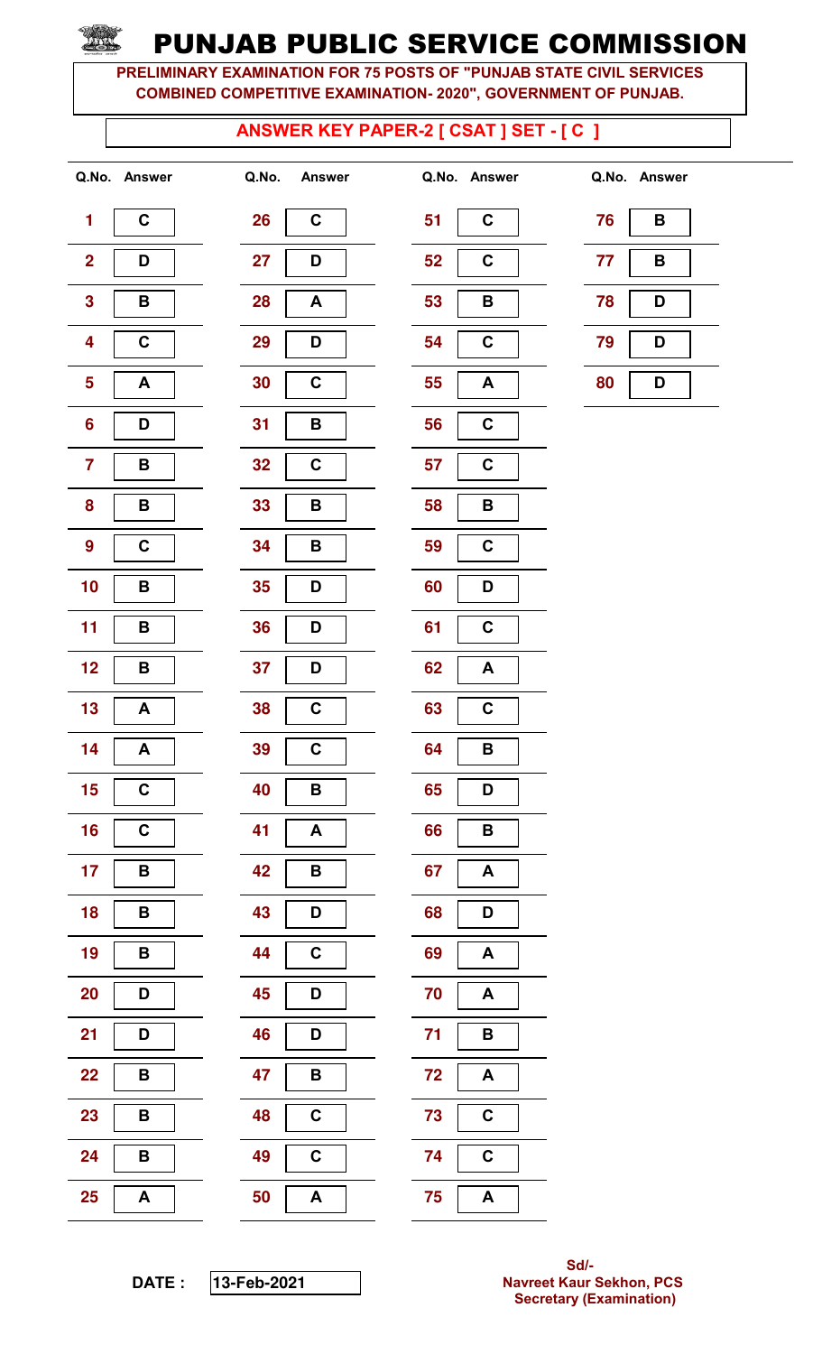# PUNJAB PUBLIC SERVICE COMMISSION

**PRELIMINARY EXAMINATION FOR 75 POSTS OF "PUNJAB STATE CIVIL SERVICES COMBINED COMPETITIVE EXAMINATION- 2020", GOVERNMENT OF PUNJAB.**

## ANSWER KEY PAPER-2 [ CSAT ] SET - [ C ]

| Q.No. | Answer | Q.No. | Answer | Q.No. | Answer | Q.No. | Answer |
|---|---|---|---|---|---|---|---|
| 1 | C | 26 | C | 51 | C | 76 | B |
| 2 | D | 27 | D | 52 | C | 77 | B |
| 3 | B | 28 | A | 53 | B | 78 | D |
| 4 | C | 29 | D | 54 | C | 79 | D |
| 5 | A | 30 | C | 55 | A | 80 | D |
| 6 | D | 31 | B | 56 | C | | |
| 7 | B | 32 | C | 57 | C | | |
| 8 | B | 33 | B | 58 | B | | |
| 9 | C | 34 | B | 59 | C | | |
| 10 | B | 35 | D | 60 | D | | |
| 11 | B | 36 | D | 61 | C | | |
| 12 | B | 37 | D | 62 | A | | |
| 13 | A | 38 | C | 63 | C | | |
| 14 | A | 39 | C | 64 | B | | |
| 15 | C | 40 | B | 65 | D | | |
| 16 | C | 41 | A | 66 | B | | |
| 17 | B | 42 | B | 67 | A | | |
| 18 | B | 43 | D | 68 | D | | |
| 19 | B | 44 | C | 69 | A | | |
| 20 | D | 45 | D | 70 | A | | |
| 21 | D | 46 | D | 71 | B | | |
| 22 | B | 47 | B | 72 | A | | |
| 23 | B | 48 | C | 73 | C | | |
| 24 | B | 49 | C | 74 | C | | |
| 25 | A | 50 | A | 75 | A | | |

**DATE :** 13-Feb-2021

**Sd/-**
**Navreet Kaur Sekhon, PCS**
**Secretary (Examination)**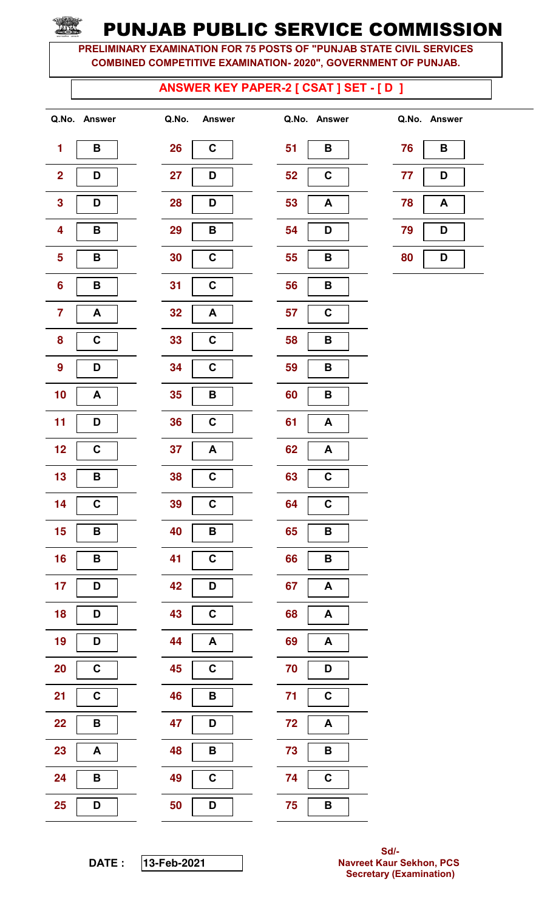# PUNJAB PUBLIC SERVICE COMMISSION

**PRELIMINARY EXAMINATION FOR 75 POSTS OF "PUNJAB STATE CIVIL SERVICES COMBINED COMPETITIVE EXAMINATION- 2020", GOVERNMENT OF PUNJAB.**

## ANSWER KEY PAPER-2 [ CSAT ] SET - [ D ]

| Q.No. | Answer | Q.No. | Answer | Q.No. | Answer | Q.No. | Answer |
|---|---|---|---|---|---|---|---|
| 1 | B | 26 | C | 51 | B | 76 | B |
| 2 | D | 27 | D | 52 | C | 77 | D |
| 3 | D | 28 | D | 53 | A | 78 | A |
| 4 | B | 29 | B | 54 | D | 79 | D |
| 5 | B | 30 | C | 55 | B | 80 | D |
| 6 | B | 31 | C | 56 | B | | |
| 7 | A | 32 | A | 57 | C | | |
| 8 | C | 33 | C | 58 | B | | |
| 9 | D | 34 | C | 59 | B | | |
| 10 | A | 35 | B | 60 | B | | |
| 11 | D | 36 | C | 61 | A | | |
| 12 | C | 37 | A | 62 | A | | |
| 13 | B | 38 | C | 63 | C | | |
| 14 | C | 39 | C | 64 | C | | |
| 15 | B | 40 | B | 65 | B | | |
| 16 | B | 41 | C | 66 | B | | |
| 17 | D | 42 | D | 67 | A | | |
| 18 | D | 43 | C | 68 | A | | |
| 19 | D | 44 | A | 69 | A | | |
| 20 | C | 45 | C | 70 | D | | |
| 21 | C | 46 | B | 71 | C | | |
| 22 | B | 47 | D | 72 | A | | |
| 23 | A | 48 | B | 73 | B | | |
| 24 | B | 49 | C | 74 | C | | |
| 25 | D | 50 | D | 75 | B | | |

**DATE :** 13-Feb-2021

**Sd/-**
**Navreet Kaur Sekhon, PCS**
**Secretary (Examination)**